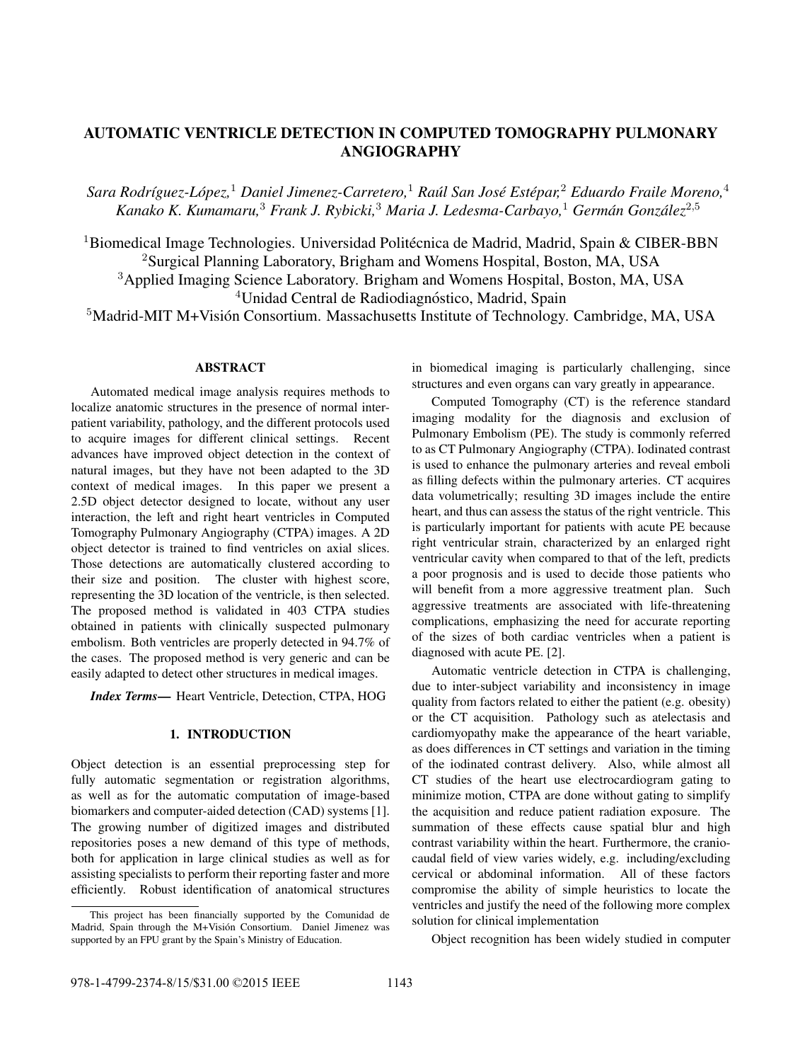// Chưa có gì đã tạo

# AUTOMATIC VENTRICLE DETECTION IN COMPUTED TOMOGRAPHY PULMONARY ANGIOGRAPHY

*Sara Rodríguez-López,*[1] *Daniel Jimenez-Carretero,*[1] *Raúl San José Estépar,*[2] *Eduardo Fraile Moreno,*[4] *Kanako K. Kumamaru,*[3] *Frank J. Rybicki,*[3] *Maria J. Ledesma-Carbayo,*[1] *Germán González*[2,5]

[1]Biomedical Image Technologies. Universidad Politécnica de Madrid, Madrid, Spain & CIBER-BBN
[2]Surgical Planning Laboratory, Brigham and Womens Hospital, Boston, MA, USA
[3]Applied Imaging Science Laboratory. Brigham and Womens Hospital, Boston, MA, USA
[4]Unidad Central de Radiodiagnóstico, Madrid, Spain
[5]Madrid-MIT M+Visión Consortium. Massachusetts Institute of Technology. Cambridge, MA, USA

## ABSTRACT

Automated medical image analysis requires methods to localize anatomic structures in the presence of normal inter-patient variability, pathology, and the different protocols used to acquire images for different clinical settings. Recent advances have improved object detection in the context of natural images, but they have not been adapted to the 3D context of medical images. In this paper we present a 2.5D object detector designed to locate, without any user interaction, the left and right heart ventricles in Computed Tomography Pulmonary Angiography (CTPA) images. A 2D object detector is trained to find ventricles on axial slices. Those detections are automatically clustered according to their size and position. The cluster with highest score, representing the 3D location of the ventricle, is then selected. The proposed method is validated in 403 CTPA studies obtained in patients with clinically suspected pulmonary embolism. Both ventricles are properly detected in 94.7% of the cases. The proposed method is very generic and can be easily adapted to detect other structures in medical images.

***Index Terms***— Heart Ventricle, Detection, CTPA, HOG

## 1. INTRODUCTION

Object detection is an essential preprocessing step for fully automatic segmentation or registration algorithms, as well as for the automatic computation of image-based biomarkers and computer-aided detection (CAD) systems [1]. The growing number of digitized images and distributed repositories poses a new demand of this type of methods, both for application in large clinical studies as well as for assisting specialists to perform their reporting faster and more efficiently. Robust identification of anatomical structures in biomedical imaging is particularly challenging, since structures and even organs can vary greatly in appearance.

Computed Tomography (CT) is the reference standard imaging modality for the diagnosis and exclusion of Pulmonary Embolism (PE). The study is commonly referred to as CT Pulmonary Angiography (CTPA). Iodinated contrast is used to enhance the pulmonary arteries and reveal emboli as filling defects within the pulmonary arteries. CT acquires data volumetrically; resulting 3D images include the entire heart, and thus can assess the status of the right ventricle. This is particularly important for patients with acute PE because right ventricular strain, characterized by an enlarged right ventricular cavity when compared to that of the left, predicts a poor prognosis and is used to decide those patients who will benefit from a more aggressive treatment plan. Such aggressive treatments are associated with life-threatening complications, emphasizing the need for accurate reporting of the sizes of both cardiac ventricles when a patient is diagnosed with acute PE. [2].

Automatic ventricle detection in CTPA is challenging, due to inter-subject variability and inconsistency in image quality from factors related to either the patient (e.g. obesity) or the CT acquisition. Pathology such as atelectasis and cardiomyopathy make the appearance of the heart variable, as does differences in CT settings and variation in the timing of the iodinated contrast delivery. Also, while almost all CT studies of the heart use electrocardiogram gating to minimize motion, CTPA are done without gating to simplify the acquisition and reduce patient radiation exposure. The summation of these effects cause spatial blur and high contrast variability within the heart. Furthermore, the cranio-caudal field of view varies widely, e.g. including/excluding cervical or abdominal information. All of these factors compromise the ability of simple heuristics to locate the ventricles and justify the need of the following more complex solution for clinical implementation

Object recognition has been widely studied in computer

This project has been financially supported by the Comunidad de Madrid, Spain through the M+Visión Consortium. Daniel Jimenez was supported by an FPU grant by the Spain's Ministry of Education.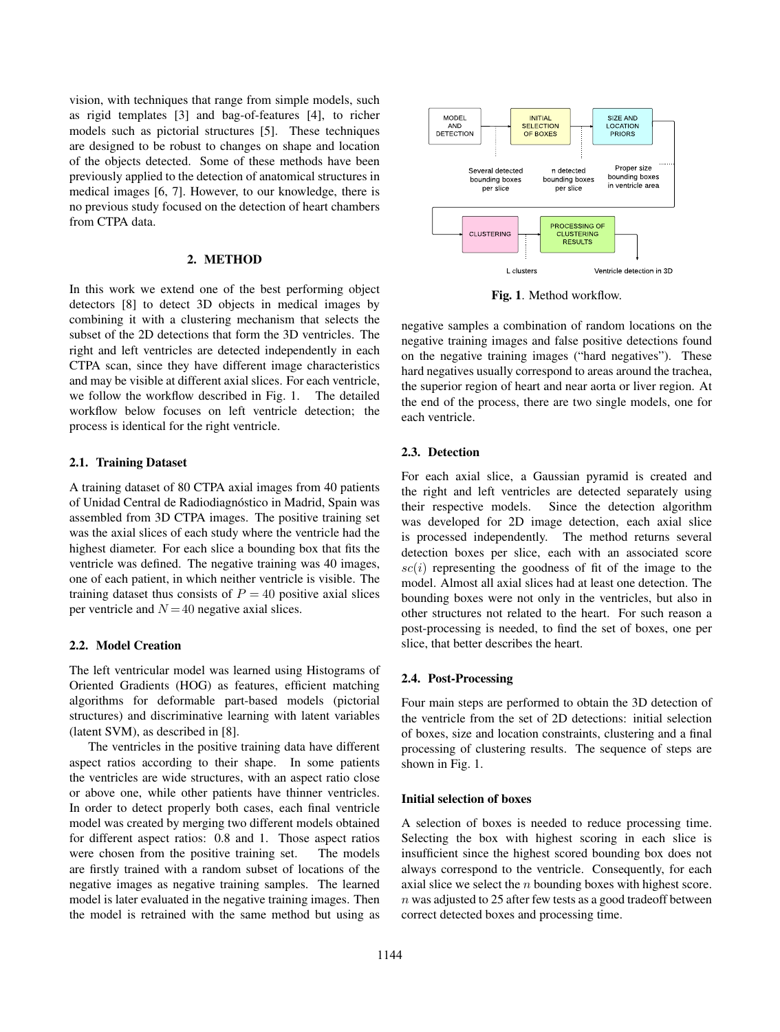vision, with techniques that range from simple models, such as rigid templates [3] and bag-of-features [4], to richer models such as pictorial structures [5]. These techniques are designed to be robust to changes on shape and location of the objects detected. Some of these methods have been previously applied to the detection of anatomical structures in medical images [6, 7]. However, to our knowledge, there is no previous study focused on the detection of heart chambers from CTPA data.

## 2. METHOD

In this work we extend one of the best performing object detectors [8] to detect 3D objects in medical images by combining it with a clustering mechanism that selects the subset of the 2D detections that form the 3D ventricles. The right and left ventricles are detected independently in each CTPA scan, since they have different image characteristics and may be visible at different axial slices. For each ventricle, we follow the workflow described in Fig. 1. The detailed workflow below focuses on left ventricle detection; the process is identical for the right ventricle.

### 2.1. Training Dataset

A training dataset of 80 CTPA axial images from 40 patients of Unidad Central de Radiodiagnóstico in Madrid, Spain was assembled from 3D CTPA images. The positive training set was the axial slices of each study where the ventricle had the highest diameter. For each slice a bounding box that fits the ventricle was defined. The negative training was 40 images, one of each patient, in which neither ventricle is visible. The training dataset thus consists of $P = 40$ positive axial slices per ventricle and $N = 40$ negative axial slices.

### 2.2. Model Creation

The left ventricular model was learned using Histograms of Oriented Gradients (HOG) as features, efficient matching algorithms for deformable part-based models (pictorial structures) and discriminative learning with latent variables (latent SVM), as described in [8].

The ventricles in the positive training data have different aspect ratios according to their shape. In some patients the ventricles are wide structures, with an aspect ratio close or above one, while other patients have thinner ventricles. In order to detect properly both cases, each final ventricle model was created by merging two different models obtained for different aspect ratios: 0.8 and 1. Those aspect ratios were chosen from the positive training set. The models are firstly trained with a random subset of locations of the negative images as negative training samples. The learned model is later evaluated in the negative training images. Then the model is retrained with the same method but using as negative samples a combination of random locations on the negative training images and false positive detections found on the negative training images ("hard negatives"). These hard negatives usually correspond to areas around the trachea, the superior region of heart and near aorta or liver region. At the end of the process, there are two single models, one for each ventricle.

MODEL AND DETECTION → INITIAL SELECTION OF BOXES → SIZE AND LOCATION PRIORS → CLUSTERING → PROCESSING OF CLUSTERING RESULTS

Several detected bounding boxes per slice; n detected bounding boxes per slice; Proper size bounding boxes in ventricle area; L clusters; Ventricle detection in 3D

**Fig. 1**. Method workflow.

### 2.3. Detection

For each axial slice, a Gaussian pyramid is created and the right and left ventricles are detected separately using their respective models. Since the detection algorithm was developed for 2D image detection, each axial slice is processed independently. The method returns several detection boxes per slice, each with an associated score $sc(i)$ representing the goodness of fit of the image to the model. Almost all axial slices had at least one detection. The bounding boxes were not only in the ventricles, but also in other structures not related to the heart. For such reason a post-processing is needed, to find the set of boxes, one per slice, that better describes the heart.

### 2.4. Post-Processing

Four main steps are performed to obtain the 3D detection of the ventricle from the set of 2D detections: initial selection of boxes, size and location constraints, clustering and a final processing of clustering results. The sequence of steps are shown in Fig. 1.

#### Initial selection of boxes

A selection of boxes is needed to reduce processing time. Selecting the box with highest scoring in each slice is insufficient since the highest scored bounding box does not always correspond to the ventricle. Consequently, for each axial slice we select the $n$ bounding boxes with highest score. $n$ was adjusted to 25 after few tests as a good tradeoff between correct detected boxes and processing time.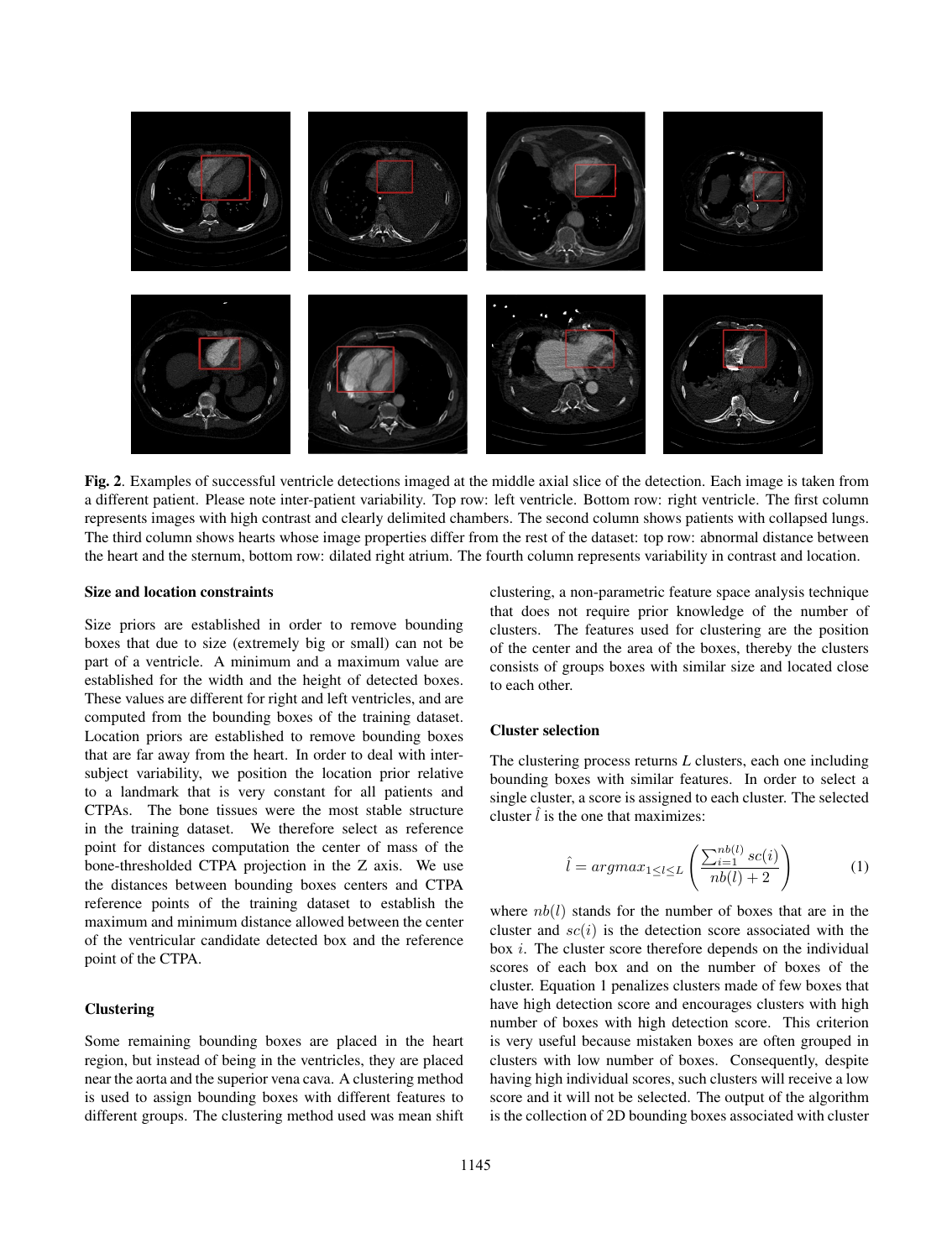**Fig. 2**. Examples of successful ventricle detections imaged at the middle axial slice of the detection. Each image is taken from a different patient. Please note inter-patient variability. Top row: left ventricle. Bottom row: right ventricle. The first column represents images with high contrast and clearly delimited chambers. The second column shows patients with collapsed lungs. The third column shows hearts whose image properties differ from the rest of the dataset: top row: abnormal distance between the heart and the sternum, bottom row: dilated right atrium. The fourth column represents variability in contrast and location.

### Size and location constraints

Size priors are established in order to remove bounding boxes that due to size (extremely big or small) can not be part of a ventricle. A minimum and a maximum value are established for the width and the height of detected boxes. These values are different for right and left ventricles, and are computed from the bounding boxes of the training dataset. Location priors are established to remove bounding boxes that are far away from the heart. In order to deal with inter-subject variability, we position the location prior relative to a landmark that is very constant for all patients and CTPAs. The bone tissues were the most stable structure in the training dataset. We therefore select as reference point for distances computation the center of mass of the bone-thresholded CTPA projection in the Z axis. We use the distances between bounding boxes centers and CTPA reference points of the training dataset to establish the maximum and minimum distance allowed between the center of the ventricular candidate detected box and the reference point of the CTPA.

### Clustering

Some remaining bounding boxes are placed in the heart region, but instead of being in the ventricles, they are placed near the aorta and the superior vena cava. A clustering method is used to assign bounding boxes with different features to different groups. The clustering method used was mean shift clustering, a non-parametric feature space analysis technique that does not require prior knowledge of the number of clusters. The features used for clustering are the position of the center and the area of the boxes, thereby the clusters consists of groups boxes with similar size and located close to each other.

### Cluster selection

The clustering process returns *L* clusters, each one including bounding boxes with similar features. In order to select a single cluster, a score is assigned to each cluster. The selected cluster $\hat{l}$ is the one that maximizes:

$$\hat{l} = argmax_{1 \leq l \leq L} \left( \frac{\sum_{i=1}^{nb(l)} sc(i)}{nb(l) + 2} \right) \tag{1}$$

where $nb(l)$ stands for the number of boxes that are in the cluster and $sc(i)$ is the detection score associated with the box $i$. The cluster score therefore depends on the individual scores of each box and on the number of boxes of the cluster. Equation 1 penalizes clusters made of few boxes that have high detection score and encourages clusters with high number of boxes with high detection score. This criterion is very useful because mistaken boxes are often grouped in clusters with low number of boxes. Consequently, despite having high individual scores, such clusters will receive a low score and it will not be selected. The output of the algorithm is the collection of 2D bounding boxes associated with cluster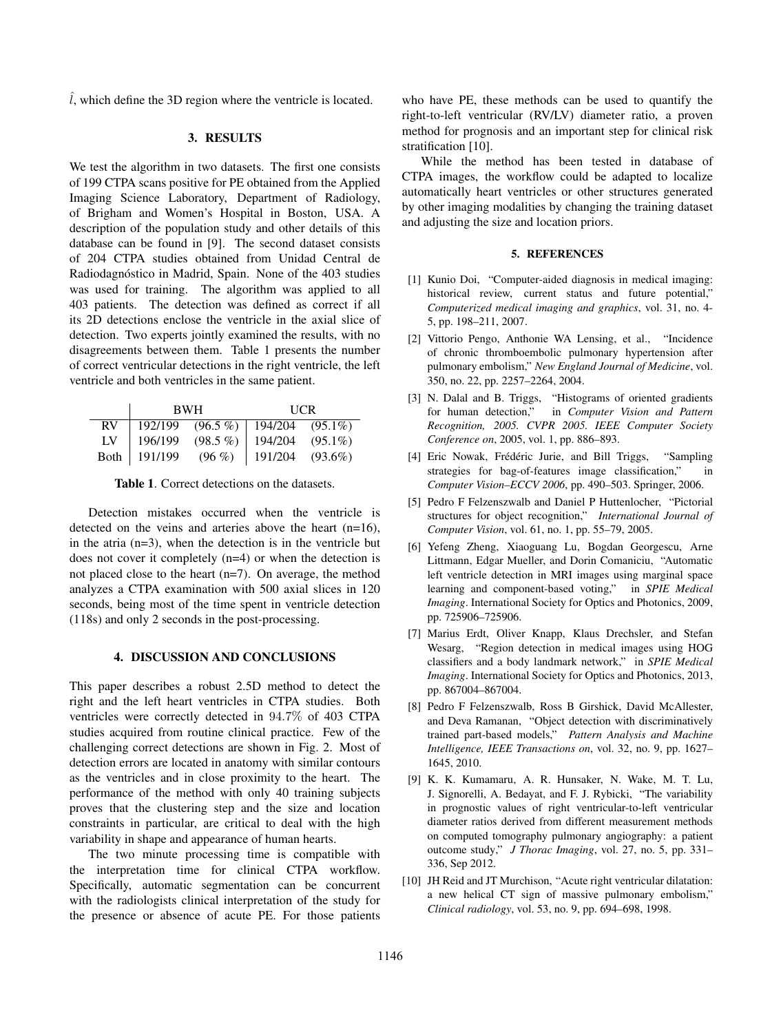$\hat{l}$, which define the 3D region where the ventricle is located.

## 3. RESULTS

We test the algorithm in two datasets. The first one consists of 199 CTPA scans positive for PE obtained from the Applied Imaging Science Laboratory, Department of Radiology, of Brigham and Women's Hospital in Boston, USA. A description of the population study and other details of this database can be found in [9]. The second dataset consists of 204 CTPA studies obtained from Unidad Central de Radiodagnóstico in Madrid, Spain. None of the 403 studies was used for training. The algorithm was applied to all 403 patients. The detection was defined as correct if all its 2D detections enclose the ventricle in the axial slice of detection. Two experts jointly examined the results, with no disagreements between them. Table 1 presents the number of correct ventricular detections in the right ventricle, the left ventricle and both ventricles in the same patient.

| | BWH | | UCR | |
|---|---|---|---|---|
| RV | 192/199 | (96.5 %) | 194/204 | (95.1%) |
| LV | 196/199 | (98.5 %) | 194/204 | (95.1%) |
| Both | 191/199 | (96 %) | 191/204 | (93.6%) |

**Table 1**. Correct detections on the datasets.

Detection mistakes occurred when the ventricle is detected on the veins and arteries above the heart (n=16), in the atria (n=3), when the detection is in the ventricle but does not cover it completely (n=4) or when the detection is not placed close to the heart (n=7). On average, the method analyzes a CTPA examination with 500 axial slices in 120 seconds, being most of the time spent in ventricle detection (118s) and only 2 seconds in the post-processing.

## 4. DISCUSSION AND CONCLUSIONS

This paper describes a robust 2.5D method to detect the right and the left heart ventricles in CTPA studies. Both ventricles were correctly detected in $94.7\%$ of 403 CTPA studies acquired from routine clinical practice. Few of the challenging correct detections are shown in Fig. 2. Most of detection errors are located in anatomy with similar contours as the ventricles and in close proximity to the heart. The performance of the method with only 40 training subjects proves that the clustering step and the size and location constraints in particular, are critical to deal with the high variability in shape and appearance of human hearts.

The two minute processing time is compatible with the interpretation time for clinical CTPA workflow. Specifically, automatic segmentation can be concurrent with the radiologists clinical interpretation of the study for the presence or absence of acute PE. For those patients who have PE, these methods can be used to quantify the right-to-left ventricular (RV/LV) diameter ratio, a proven method for prognosis and an important step for clinical risk stratification [10].

While the method has been tested in database of CTPA images, the workflow could be adapted to localize automatically heart ventricles or other structures generated by other imaging modalities by changing the training dataset and adjusting the size and location priors.

## 5. REFERENCES

[1] Kunio Doi, "Computer-aided diagnosis in medical imaging: historical review, current status and future potential," *Computerized medical imaging and graphics*, vol. 31, no. 4-5, pp. 198–211, 2007.

[2] Vittorio Pengo, Anthonie WA Lensing, et al., "Incidence of chronic thromboembolic pulmonary hypertension after pulmonary embolism," *New England Journal of Medicine*, vol. 350, no. 22, pp. 2257–2264, 2004.

[3] N. Dalal and B. Triggs, "Histograms of oriented gradients for human detection," in *Computer Vision and Pattern Recognition, 2005. CVPR 2005. IEEE Computer Society Conference on*, 2005, vol. 1, pp. 886–893.

[4] Eric Nowak, Frédéric Jurie, and Bill Triggs, "Sampling strategies for bag-of-features image classification," in *Computer Vision–ECCV 2006*, pp. 490–503. Springer, 2006.

[5] Pedro F Felzenszwalb and Daniel P Huttenlocher, "Pictorial structures for object recognition," *International Journal of Computer Vision*, vol. 61, no. 1, pp. 55–79, 2005.

[6] Yefeng Zheng, Xiaoguang Lu, Bogdan Georgescu, Arne Littmann, Edgar Mueller, and Dorin Comaniciu, "Automatic left ventricle detection in MRI images using marginal space learning and component-based voting," in *SPIE Medical Imaging*. International Society for Optics and Photonics, 2009, pp. 725906–725906.

[7] Marius Erdt, Oliver Knapp, Klaus Drechsler, and Stefan Wesarg, "Region detection in medical images using HOG classifiers and a body landmark network," in *SPIE Medical Imaging*. International Society for Optics and Photonics, 2013, pp. 867004–867004.

[8] Pedro F Felzenszwalb, Ross B Girshick, David McAllester, and Deva Ramanan, "Object detection with discriminatively trained part-based models," *Pattern Analysis and Machine Intelligence, IEEE Transactions on*, vol. 32, no. 9, pp. 1627–1645, 2010.

[9] K. K. Kumamaru, A. R. Hunsaker, N. Wake, M. T. Lu, J. Signorelli, A. Bedayat, and F. J. Rybicki, "The variability in prognostic values of right ventricular-to-left ventricular diameter ratios derived from different measurement methods on computed tomography pulmonary angiography: a patient outcome study," *J Thorac Imaging*, vol. 27, no. 5, pp. 331–336, Sep 2012.

[10] JH Reid and JT Murchison, "Acute right ventricular dilatation: a new helical CT sign of massive pulmonary embolism," *Clinical radiology*, vol. 53, no. 9, pp. 694–698, 1998.